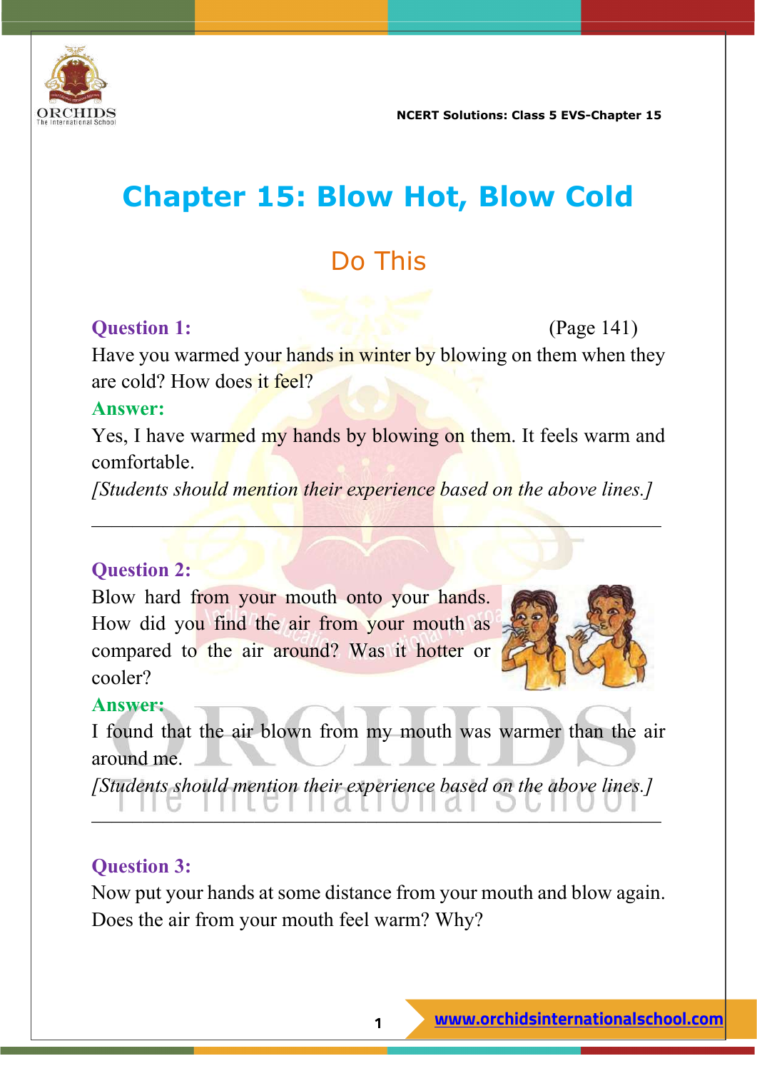# Chapter 15: Blow Hot, Blow Cold

## Do This

**Question 1:** (Page 141)

Have you warmed your hands in winter by blowing on them when they are cold? How does it feel?

**Answer:**

Yes, I have warmed my hands by blowing on them. It feels warm and comfortable.

*[Students should mention their experience based on the above lines.]*

---

**Question 2:**

Blow hard from your mouth onto your hands. How did you find the air from your mouth as compared to the air around? Was it hotter or cooler?

**Answer:**

I found that the air blown from my mouth was warmer than the air around me.

*[Students should mention their experience based on the above lines.]*

---

**Question 3:**

Now put your hands at some distance from your mouth and blow again. Does the air from your mouth feel warm? Why?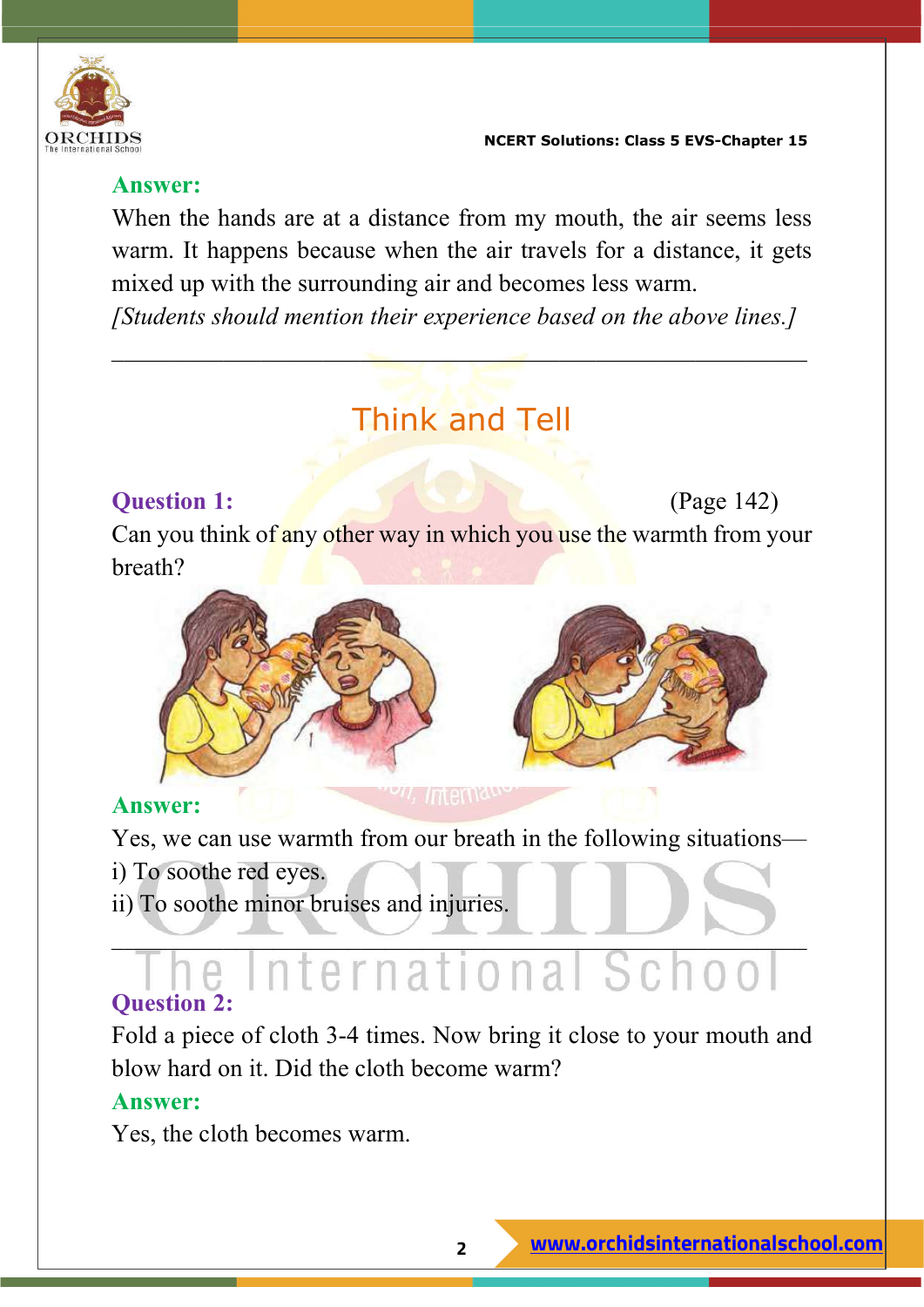**Answer:**

When the hands are at a distance from my mouth, the air seems less warm. It happens because when the air travels for a distance, it gets mixed up with the surrounding air and becomes less warm.

*[Students should mention their experience based on the above lines.]*

---

## Think and Tell

**Question 1:** (Page 142)

Can you think of any other way in which you use the warmth from your breath?

**Answer:**

Yes, we can use warmth from our breath in the following situations—

i) To soothe red eyes.

ii) To soothe minor bruises and injuries.

---

**Question 2:**

Fold a piece of cloth 3-4 times. Now bring it close to your mouth and blow hard on it. Did the cloth become warm?

**Answer:**

Yes, the cloth becomes warm.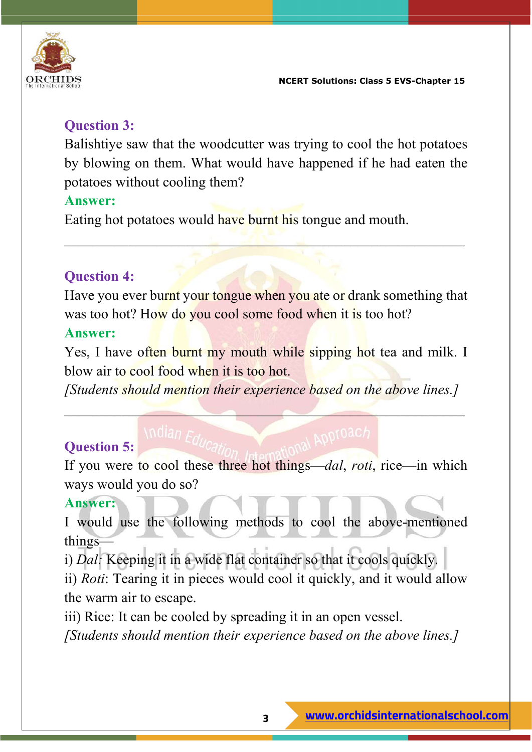### Question 3:

Balishtiye saw that the woodcutter was trying to cool the hot potatoes by blowing on them. What would have happened if he had eaten the potatoes without cooling them?

**Answer:**

Eating hot potatoes would have burnt his tongue and mouth.

---

### Question 4:

Have you ever burnt your tongue when you ate or drank something that was too hot? How do you cool some food when it is too hot?

**Answer:**

Yes, I have often burnt my mouth while sipping hot tea and milk. I blow air to cool food when it is too hot.

*[Students should mention their experience based on the above lines.]*

---

### Question 5:

If you were to cool these three hot things—*dal*, *roti*, rice—in which ways would you do so?

**Answer:**

I would use the following methods to cool the above-mentioned things—

i) *Dal*: Keeping it in a wide flat container so that it cools quickly.

ii) *Roti*: Tearing it in pieces would cool it quickly, and it would allow the warm air to escape.

iii) Rice: It can be cooled by spreading it in an open vessel.

*[Students should mention their experience based on the above lines.]*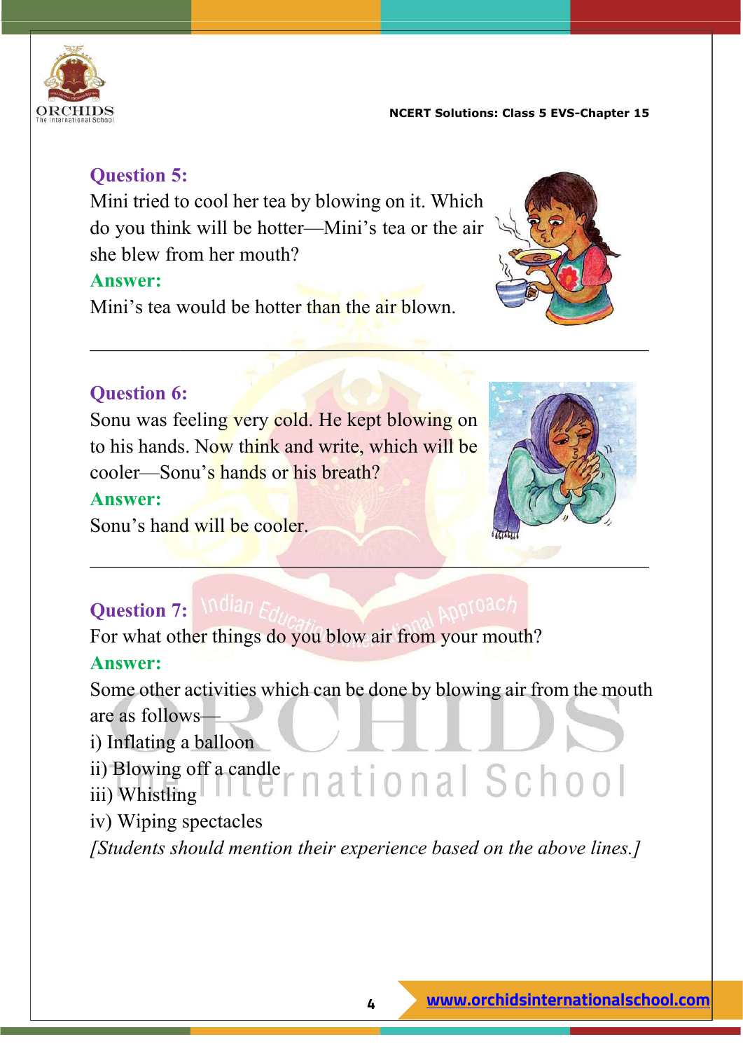**Question 5:**

Mini tried to cool her tea by blowing on it. Which do you think will be hotter—Mini's tea or the air she blew from her mouth?

**Answer:**

Mini's tea would be hotter than the air blown.

---

**Question 6:**

Sonu was feeling very cold. He kept blowing on to his hands. Now think and write, which will be cooler—Sonu's hands or his breath?

**Answer:**

Sonu's hand will be cooler.

---

**Question 7:**

For what other things do you blow air from your mouth?

**Answer:**

Some other activities which can be done by blowing air from the mouth are as follows—

i) Inflating a balloon
ii) Blowing off a candle
iii) Whistling
iv) Wiping spectacles

*[Students should mention their experience based on the above lines.]*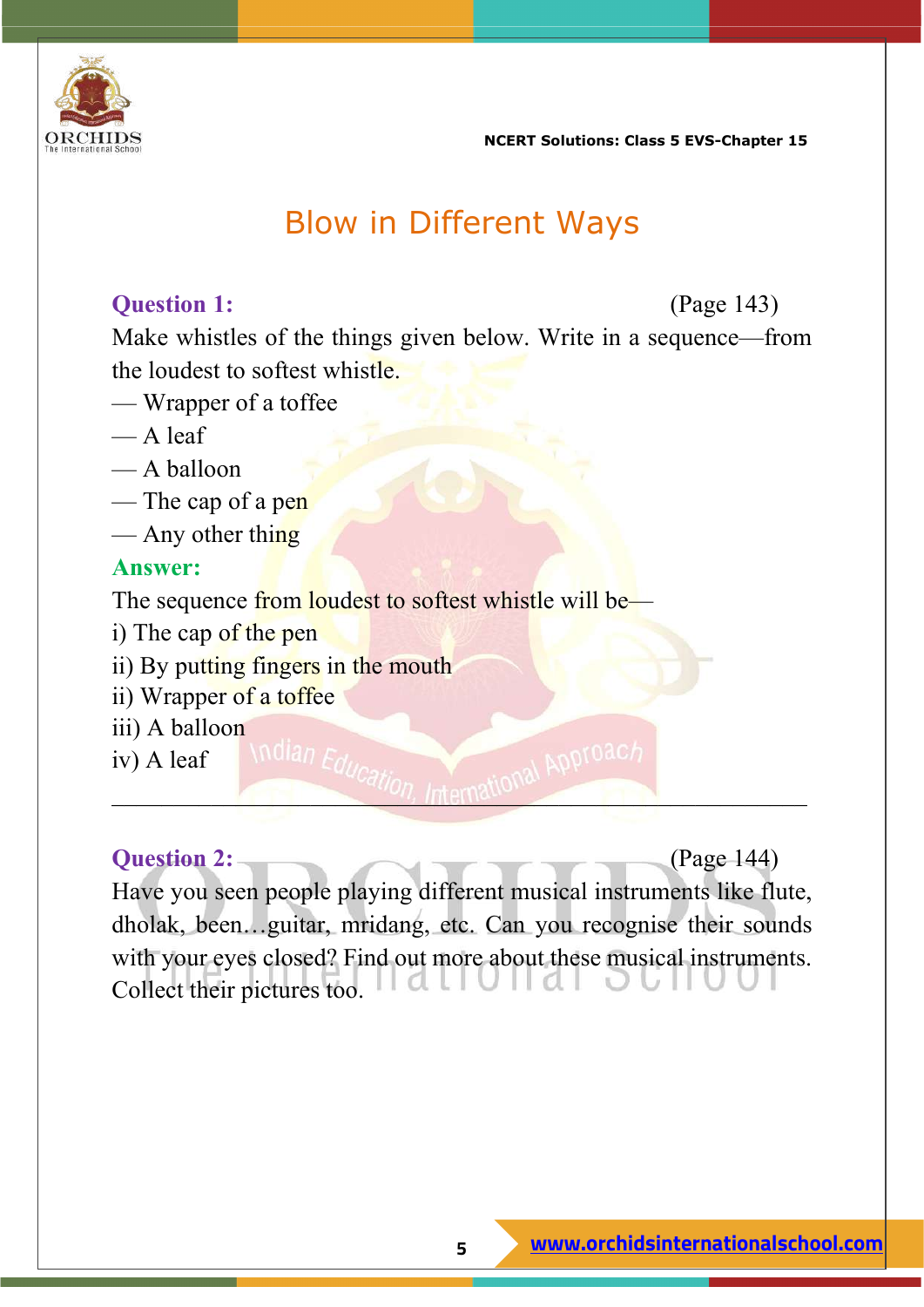# Blow in Different Ways

**Question 1:** (Page 143)

Make whistles of the things given below. Write in a sequence—from the loudest to softest whistle.

— Wrapper of a toffee
— A leaf
— A balloon
— The cap of a pen
— Any other thing

**Answer:**

The sequence from loudest to softest whistle will be—

i) The cap of the pen
ii) By putting fingers in the mouth
ii) Wrapper of a toffee
iii) A balloon
iv) A leaf

---

**Question 2:** (Page 144)

Have you seen people playing different musical instruments like flute, dholak, been…guitar, mridang, etc. Can you recognise their sounds with your eyes closed? Find out more about these musical instruments. Collect their pictures too.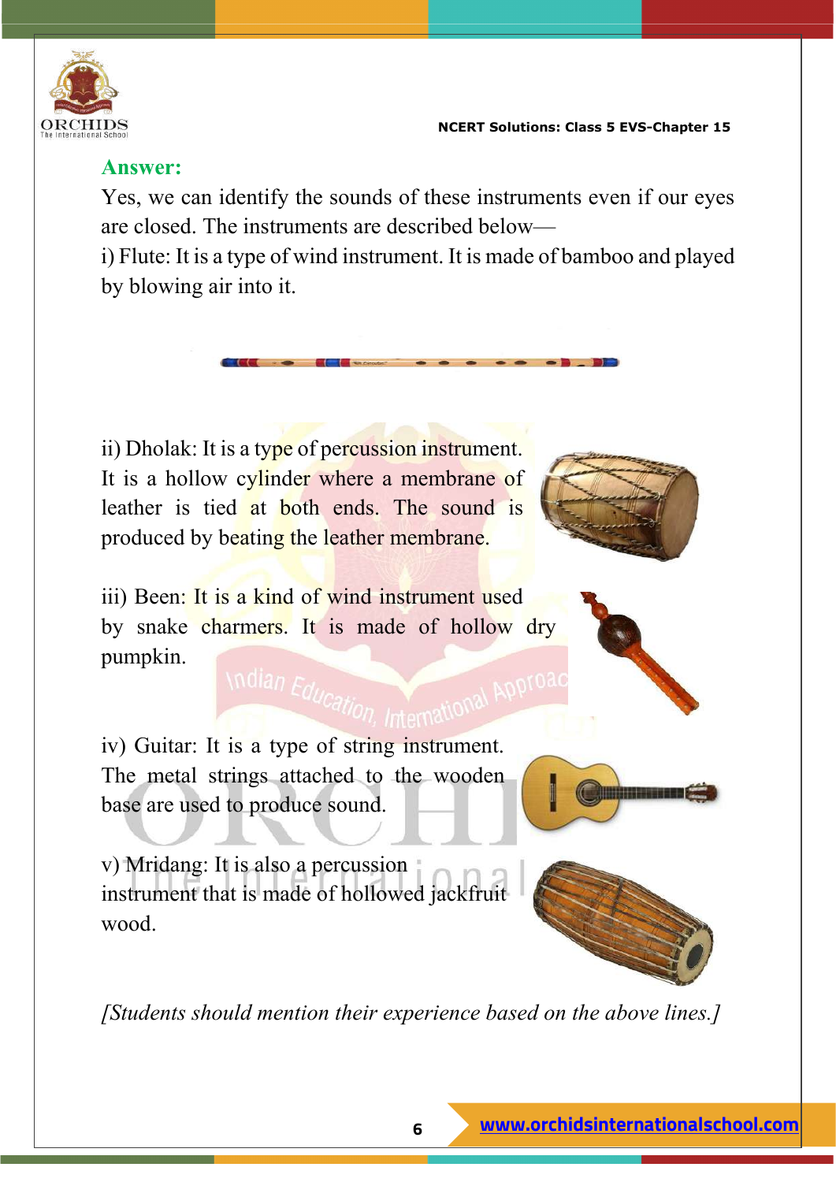**Answer:**

Yes, we can identify the sounds of these instruments even if our eyes are closed. The instruments are described below—

i) Flute: It is a type of wind instrument. It is made of bamboo and played by blowing air into it.

ii) Dholak: It is a type of percussion instrument. It is a hollow cylinder where a membrane of leather is tied at both ends. The sound is produced by beating the leather membrane.

iii) Been: It is a kind of wind instrument used by snake charmers. It is made of hollow dry pumpkin.

iv) Guitar: It is a type of string instrument. The metal strings attached to the wooden base are used to produce sound.

v) Mridang: It is also a percussion instrument that is made of hollowed jackfruit wood.

*[Students should mention their experience based on the above lines.]*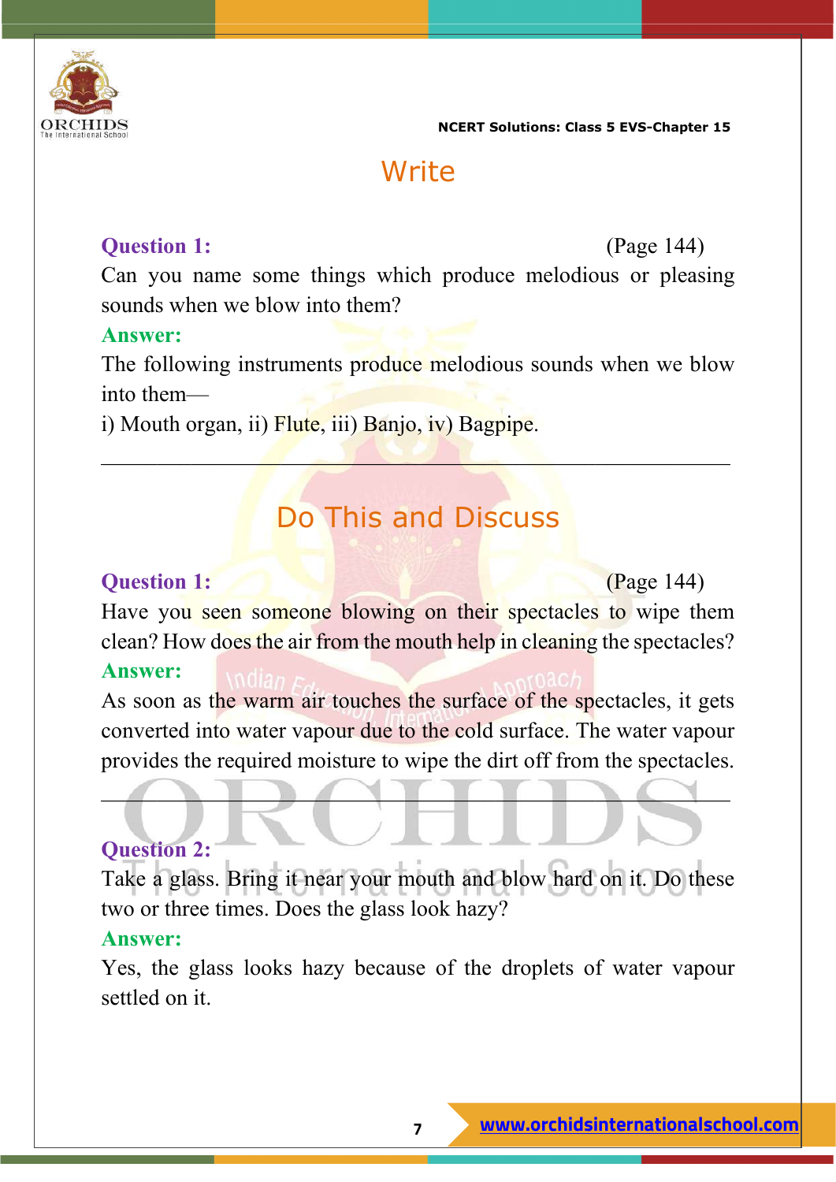## Write

**Question 1:** (Page 144)
Can you name some things which produce melodious or pleasing sounds when we blow into them?

**Answer:**
The following instruments produce melodious sounds when we blow into them—
i) Mouth organ, ii) Flute, iii) Banjo, iv) Bagpipe.

---

## Do This and Discuss

**Question 1:** (Page 144)
Have you seen someone blowing on their spectacles to wipe them clean? How does the air from the mouth help in cleaning the spectacles?

**Answer:**
As soon as the warm air touches the surface of the spectacles, it gets converted into water vapour due to the cold surface. The water vapour provides the required moisture to wipe the dirt off from the spectacles.

---

**Question 2:**
Take a glass. Bring it near your mouth and blow hard on it. Do these two or three times. Does the glass look hazy?

**Answer:**
Yes, the glass looks hazy because of the droplets of water vapour settled on it.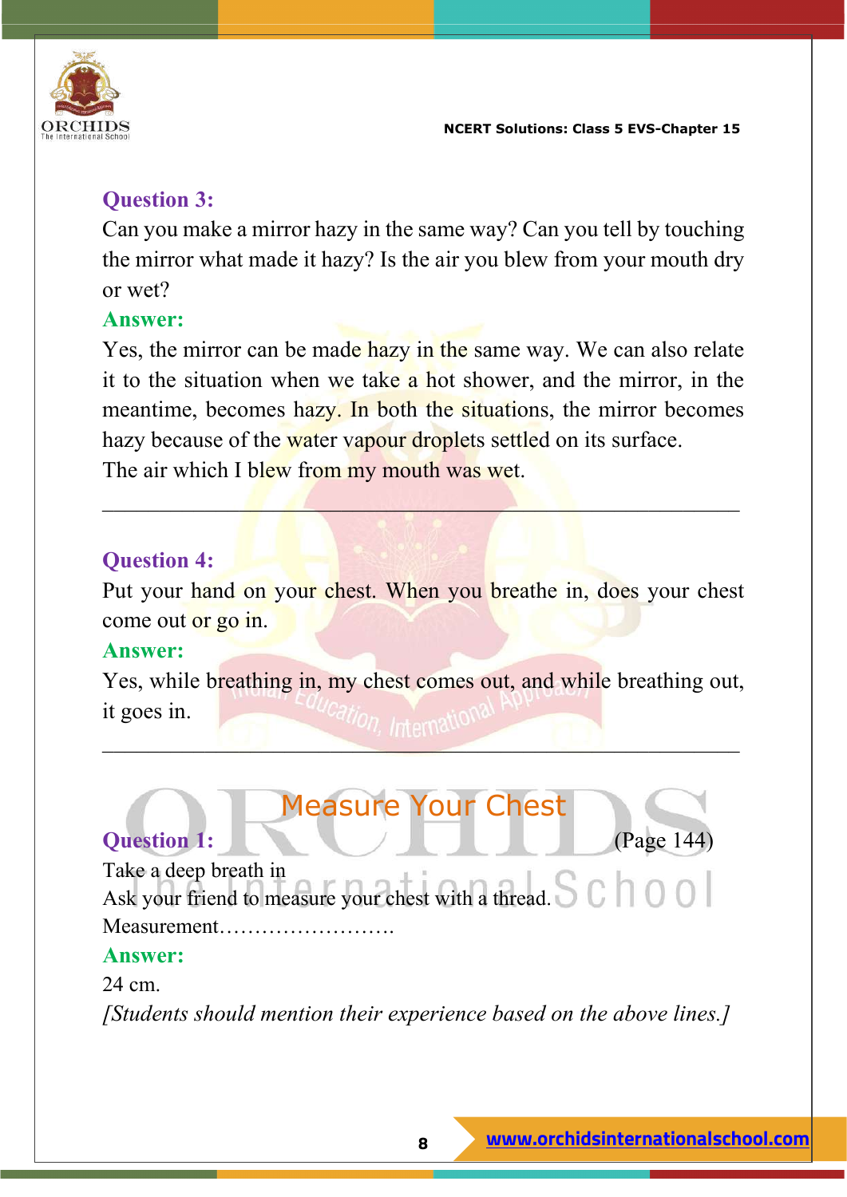**Question 3:**

Can you make a mirror hazy in the same way? Can you tell by touching the mirror what made it hazy? Is the air you blew from your mouth dry or wet?

**Answer:**

Yes, the mirror can be made hazy in the same way. We can also relate it to the situation when we take a hot shower, and the mirror, in the meantime, becomes hazy. In both the situations, the mirror becomes hazy because of the water vapour droplets settled on its surface.
The air which I blew from my mouth was wet.

---

**Question 4:**

Put your hand on your chest. When you breathe in, does your chest come out or go in.

**Answer:**

Yes, while breathing in, my chest comes out, and while breathing out, it goes in.

---

## Measure Your Chest

**Question 1:** (Page 144)

Take a deep breath in
Ask your friend to measure your chest with a thread.
Measurement……………………

**Answer:**

24 cm.

*[Students should mention their experience based on the above lines.]*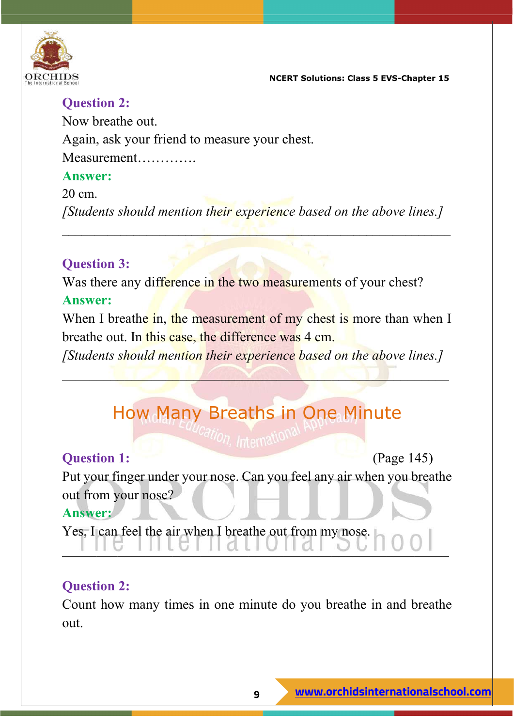**Question 2:**

Now breathe out.

Again, ask your friend to measure your chest.

Measurement………….

**Answer:**

20 cm.

*[Students should mention their experience based on the above lines.]*

---

**Question 3:**

Was there any difference in the two measurements of your chest?

**Answer:**

When I breathe in, the measurement of my chest is more than when I breathe out. In this case, the difference was 4 cm.

*[Students should mention their experience based on the above lines.]*

---

## How Many Breaths in One Minute

**Question 1:** (Page 145)

Put your finger under your nose. Can you feel any air when you breathe out from your nose?

**Answer:**

Yes, I can feel the air when I breathe out from my nose.

---

**Question 2:**

Count how many times in one minute do you breathe in and breathe out.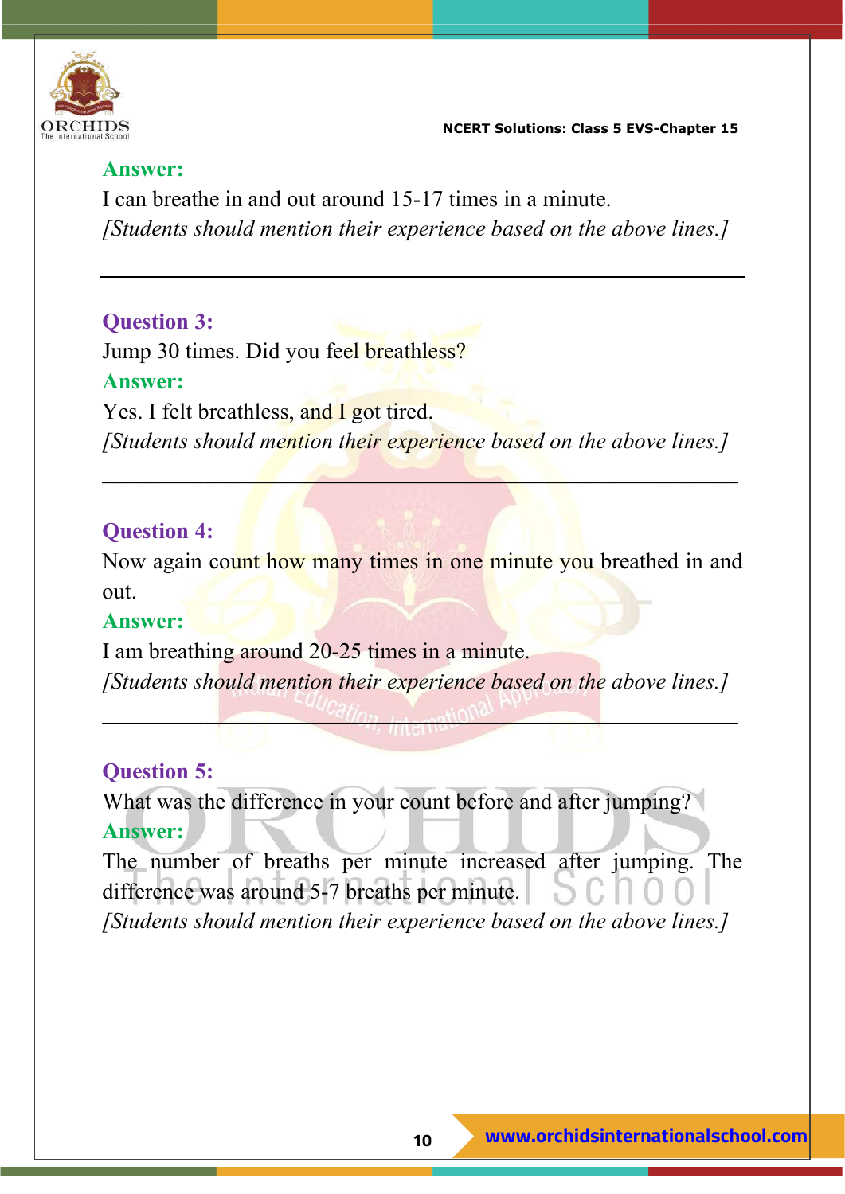**Answer:**

I can breathe in and out around 15-17 times in a minute.

*[Students should mention their experience based on the above lines.]*

---

**Question 3:**

Jump 30 times. Did you feel breathless?

**Answer:**

Yes. I felt breathless, and I got tired.

*[Students should mention their experience based on the above lines.]*

---

**Question 4:**

Now again count how many times in one minute you breathed in and out.

**Answer:**

I am breathing around 20-25 times in a minute.

*[Students should mention their experience based on the above lines.]*

---

**Question 5:**

What was the difference in your count before and after jumping?

**Answer:**

The number of breaths per minute increased after jumping. The difference was around 5-7 breaths per minute.

*[Students should mention their experience based on the above lines.]*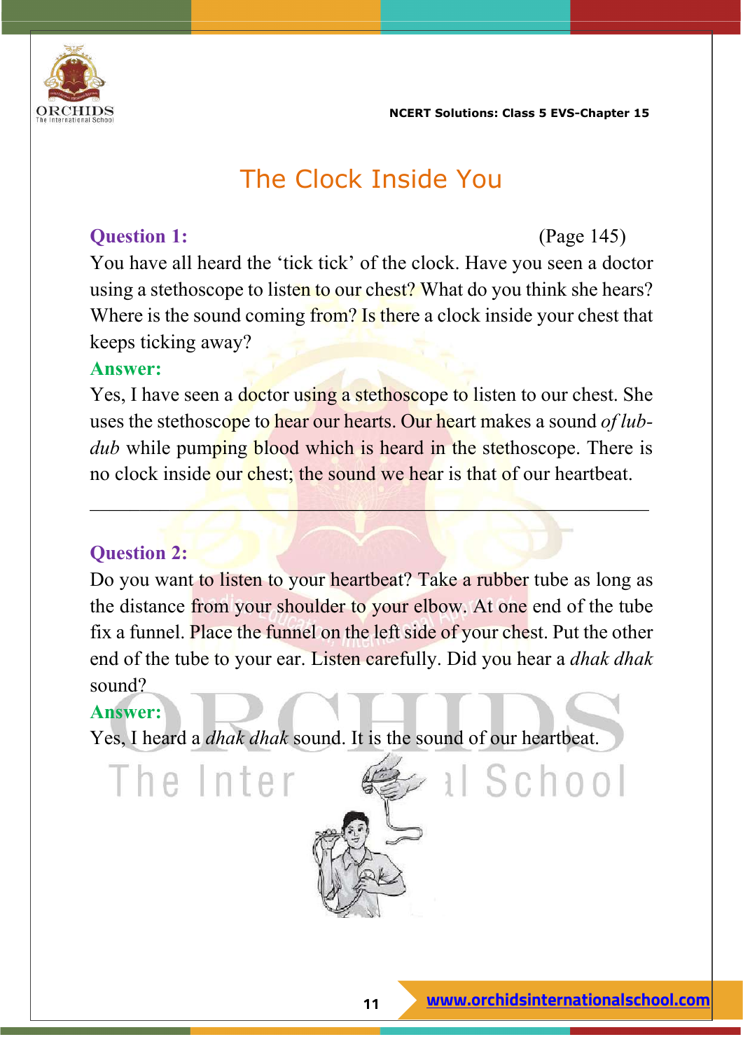# The Clock Inside You

**Question 1:** (Page 145)

You have all heard the 'tick tick' of the clock. Have you seen a doctor using a stethoscope to listen to our chest? What do you think she hears? Where is the sound coming from? Is there a clock inside your chest that keeps ticking away?

**Answer:**

Yes, I have seen a doctor using a stethoscope to listen to our chest. She uses the stethoscope to hear our hearts. Our heart makes a sound *of lub-dub* while pumping blood which is heard in the stethoscope. There is no clock inside our chest; the sound we hear is that of our heartbeat.

---

**Question 2:**

Do you want to listen to your heartbeat? Take a rubber tube as long as the distance from your shoulder to your elbow. At one end of the tube fix a funnel. Place the funnel on the left side of your chest. Put the other end of the tube to your ear. Listen carefully. Did you hear a *dhak dhak* sound?

**Answer:**

Yes, I heard a *dhak dhak* sound. It is the sound of our heartbeat.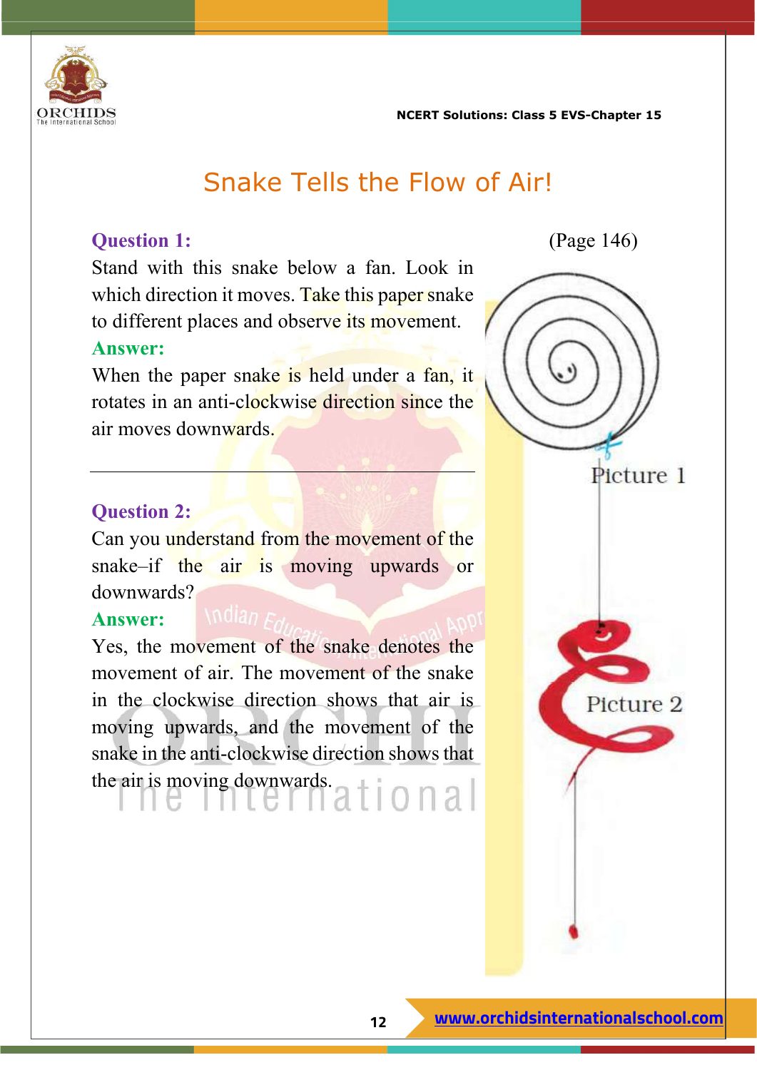# Snake Tells the Flow of Air!

**Question 1:** (Page 146)

Stand with this snake below a fan. Look in which direction it moves. Take this paper snake to different places and observe its movement.

**Answer:**

When the paper snake is held under a fan, it rotates in an anti-clockwise direction since the air moves downwards.

---

**Question 2:**

Can you understand from the movement of the snake–if the air is moving upwards or downwards?

**Answer:**

Yes, the movement of the snake denotes the movement of air. The movement of the snake in the clockwise direction shows that air is moving upwards, and the movement of the snake in the anti-clockwise direction shows that the air is moving downwards.

Picture 1

Picture 2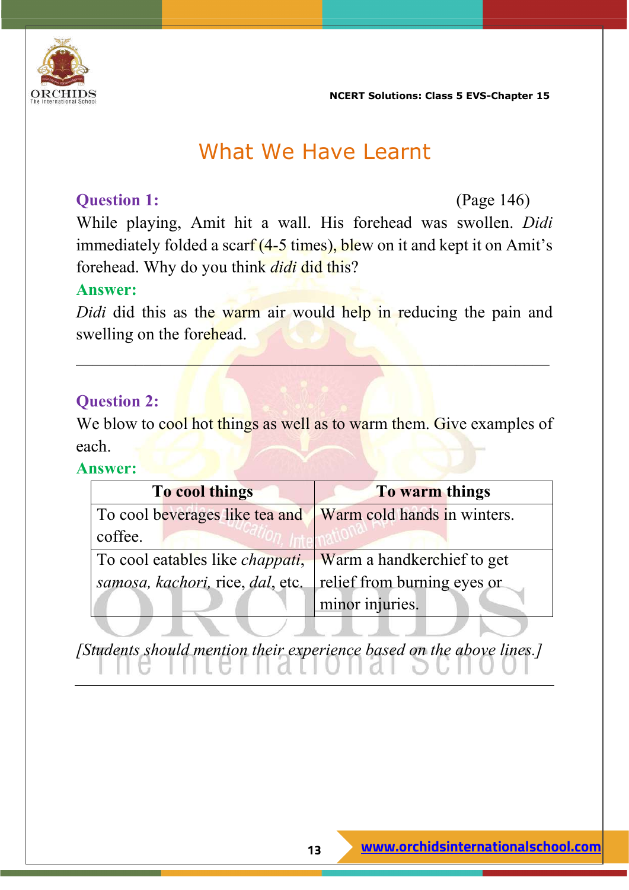## What We Have Learnt

**Question 1:** (Page 146)

While playing, Amit hit a wall. His forehead was swollen. *Didi* immediately folded a scarf (4-5 times), blew on it and kept it on Amit's forehead. Why do you think *didi* did this?

**Answer:**

*Didi* did this as the warm air would help in reducing the pain and swelling on the forehead.

---

**Question 2:**

We blow to cool hot things as well as to warm them. Give examples of each.

**Answer:**

| To cool things | To warm things |
|---|---|
| To cool beverages like tea and coffee. | Warm cold hands in winters. |
| To cool eatables like *chappati*, *samosa, kachori,* rice, *dal*, etc. | Warm a handkerchief to get relief from burning eyes or minor injuries. |

*[Students should mention their experience based on the above lines.]*

---